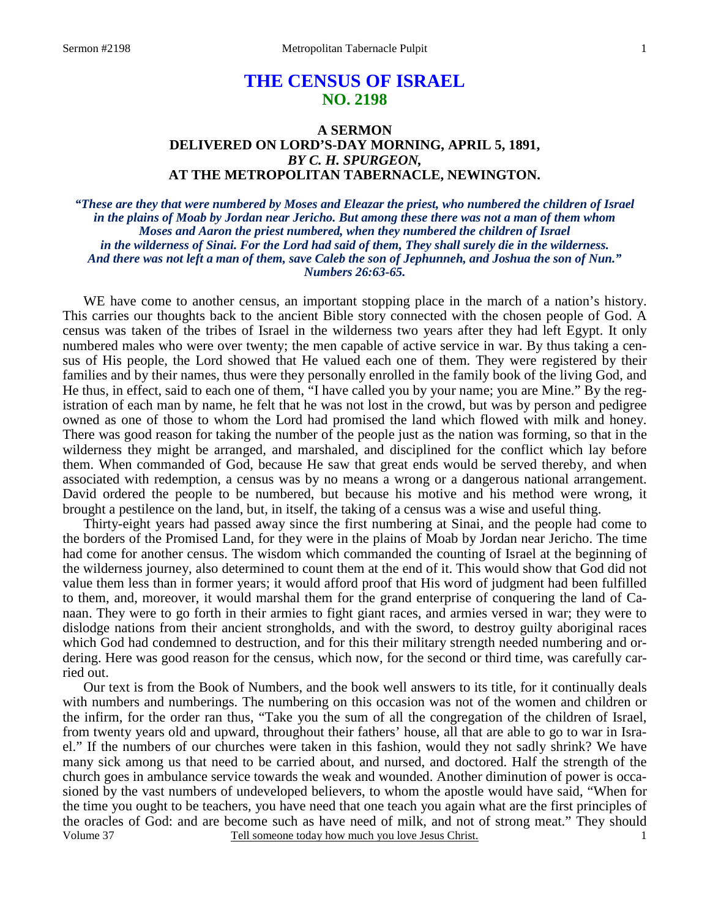# THE CENSUS OF ISRAEL
## NO. 2198

### A SERMON
### DELIVERED ON LORD'S-DAY MORNING, APRIL 5, 1891,
### *BY C. H. SPURGEON,*
### AT THE METROPOLITAN TABERNACLE, NEWINGTON.

***"These are they that were numbered by Moses and Eleazar the priest, who numbered the children of Israel in the plains of Moab by Jordan near Jericho. But among these there was not a man of them whom Moses and Aaron the priest numbered, when they numbered the children of Israel in the wilderness of Sinai. For the Lord had said of them, They shall surely die in the wilderness. And there was not left a man of them, save Caleb the son of Jephunneh, and Joshua the son of Nun." Numbers 26:63-65.***

WE have come to another census, an important stopping place in the march of a nation's history. This carries our thoughts back to the ancient Bible story connected with the chosen people of God. A census was taken of the tribes of Israel in the wilderness two years after they had left Egypt. It only numbered males who were over twenty; the men capable of active service in war. By thus taking a census of His people, the Lord showed that He valued each one of them. They were registered by their families and by their names, thus were they personally enrolled in the family book of the living God, and He thus, in effect, said to each one of them, "I have called you by your name; you are Mine." By the registration of each man by name, he felt that he was not lost in the crowd, but was by person and pedigree owned as one of those to whom the Lord had promised the land which flowed with milk and honey. There was good reason for taking the number of the people just as the nation was forming, so that in the wilderness they might be arranged, and marshaled, and disciplined for the conflict which lay before them. When commanded of God, because He saw that great ends would be served thereby, and when associated with redemption, a census was by no means a wrong or a dangerous national arrangement. David ordered the people to be numbered, but because his motive and his method were wrong, it brought a pestilence on the land, but, in itself, the taking of a census was a wise and useful thing.

Thirty-eight years had passed away since the first numbering at Sinai, and the people had come to the borders of the Promised Land, for they were in the plains of Moab by Jordan near Jericho. The time had come for another census. The wisdom which commanded the counting of Israel at the beginning of the wilderness journey, also determined to count them at the end of it. This would show that God did not value them less than in former years; it would afford proof that His word of judgment had been fulfilled to them, and, moreover, it would marshal them for the grand enterprise of conquering the land of Canaan. They were to go forth in their armies to fight giant races, and armies versed in war; they were to dislodge nations from their ancient strongholds, and with the sword, to destroy guilty aboriginal races which God had condemned to destruction, and for this their military strength needed numbering and ordering. Here was good reason for the census, which now, for the second or third time, was carefully carried out.

Our text is from the Book of Numbers, and the book well answers to its title, for it continually deals with numbers and numberings. The numbering on this occasion was not of the women and children or the infirm, for the order ran thus, "Take you the sum of all the congregation of the children of Israel, from twenty years old and upward, throughout their fathers' house, all that are able to go to war in Israel." If the numbers of our churches were taken in this fashion, would they not sadly shrink? We have many sick among us that need to be carried about, and nursed, and doctored. Half the strength of the church goes in ambulance service towards the weak and wounded. Another diminution of power is occasioned by the vast numbers of undeveloped believers, to whom the apostle would have said, "When for the time you ought to be teachers, you have need that one teach you again what are the first principles of the oracles of God: and are become such as have need of milk, and not of strong meat." They should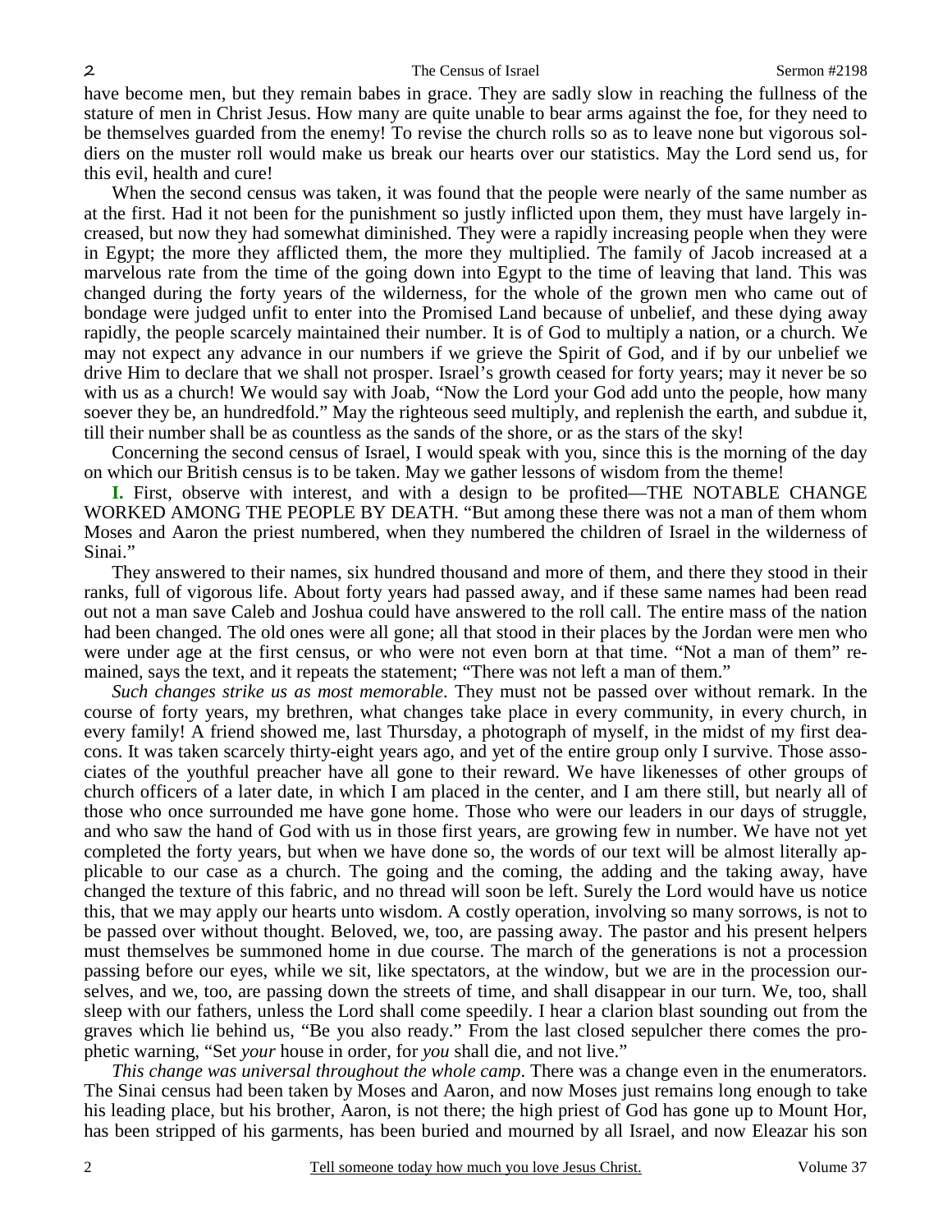have become men, but they remain babes in grace. They are sadly slow in reaching the fullness of the stature of men in Christ Jesus. How many are quite unable to bear arms against the foe, for they need to be themselves guarded from the enemy! To revise the church rolls so as to leave none but vigorous soldiers on the muster roll would make us break our hearts over our statistics. May the Lord send us, for this evil, health and cure!

When the second census was taken, it was found that the people were nearly of the same number as at the first. Had it not been for the punishment so justly inflicted upon them, they must have largely increased, but now they had somewhat diminished. They were a rapidly increasing people when they were in Egypt; the more they afflicted them, the more they multiplied. The family of Jacob increased at a marvelous rate from the time of the going down into Egypt to the time of leaving that land. This was changed during the forty years of the wilderness, for the whole of the grown men who came out of bondage were judged unfit to enter into the Promised Land because of unbelief, and these dying away rapidly, the people scarcely maintained their number. It is of God to multiply a nation, or a church. We may not expect any advance in our numbers if we grieve the Spirit of God, and if by our unbelief we drive Him to declare that we shall not prosper. Israel's growth ceased for forty years; may it never be so with us as a church! We would say with Joab, "Now the Lord your God add unto the people, how many soever they be, an hundredfold." May the righteous seed multiply, and replenish the earth, and subdue it, till their number shall be as countless as the sands of the shore, or as the stars of the sky!

Concerning the second census of Israel, I would speak with you, since this is the morning of the day on which our British census is to be taken. May we gather lessons of wisdom from the theme!

**I.** First, observe with interest, and with a design to be profited—THE NOTABLE CHANGE WORKED AMONG THE PEOPLE BY DEATH. "But among these there was not a man of them whom Moses and Aaron the priest numbered, when they numbered the children of Israel in the wilderness of Sinai."

They answered to their names, six hundred thousand and more of them, and there they stood in their ranks, full of vigorous life. About forty years had passed away, and if these same names had been read out not a man save Caleb and Joshua could have answered to the roll call. The entire mass of the nation had been changed. The old ones were all gone; all that stood in their places by the Jordan were men who were under age at the first census, or who were not even born at that time. "Not a man of them" remained, says the text, and it repeats the statement; "There was not left a man of them."

*Such changes strike us as most memorable*. They must not be passed over without remark. In the course of forty years, my brethren, what changes take place in every community, in every church, in every family! A friend showed me, last Thursday, a photograph of myself, in the midst of my first deacons. It was taken scarcely thirty-eight years ago, and yet of the entire group only I survive. Those associates of the youthful preacher have all gone to their reward. We have likenesses of other groups of church officers of a later date, in which I am placed in the center, and I am there still, but nearly all of those who once surrounded me have gone home. Those who were our leaders in our days of struggle, and who saw the hand of God with us in those first years, are growing few in number. We have not yet completed the forty years, but when we have done so, the words of our text will be almost literally applicable to our case as a church. The going and the coming, the adding and the taking away, have changed the texture of this fabric, and no thread will soon be left. Surely the Lord would have us notice this, that we may apply our hearts unto wisdom. A costly operation, involving so many sorrows, is not to be passed over without thought. Beloved, we, too, are passing away. The pastor and his present helpers must themselves be summoned home in due course. The march of the generations is not a procession passing before our eyes, while we sit, like spectators, at the window, but we are in the procession ourselves, and we, too, are passing down the streets of time, and shall disappear in our turn. We, too, shall sleep with our fathers, unless the Lord shall come speedily. I hear a clarion blast sounding out from the graves which lie behind us, "Be you also ready." From the last closed sepulcher there comes the prophetic warning, "Set *your* house in order, for *you* shall die, and not live."

*This change was universal throughout the whole camp*. There was a change even in the enumerators. The Sinai census had been taken by Moses and Aaron, and now Moses just remains long enough to take his leading place, but his brother, Aaron, is not there; the high priest of God has gone up to Mount Hor, has been stripped of his garments, has been buried and mourned by all Israel, and now Eleazar his son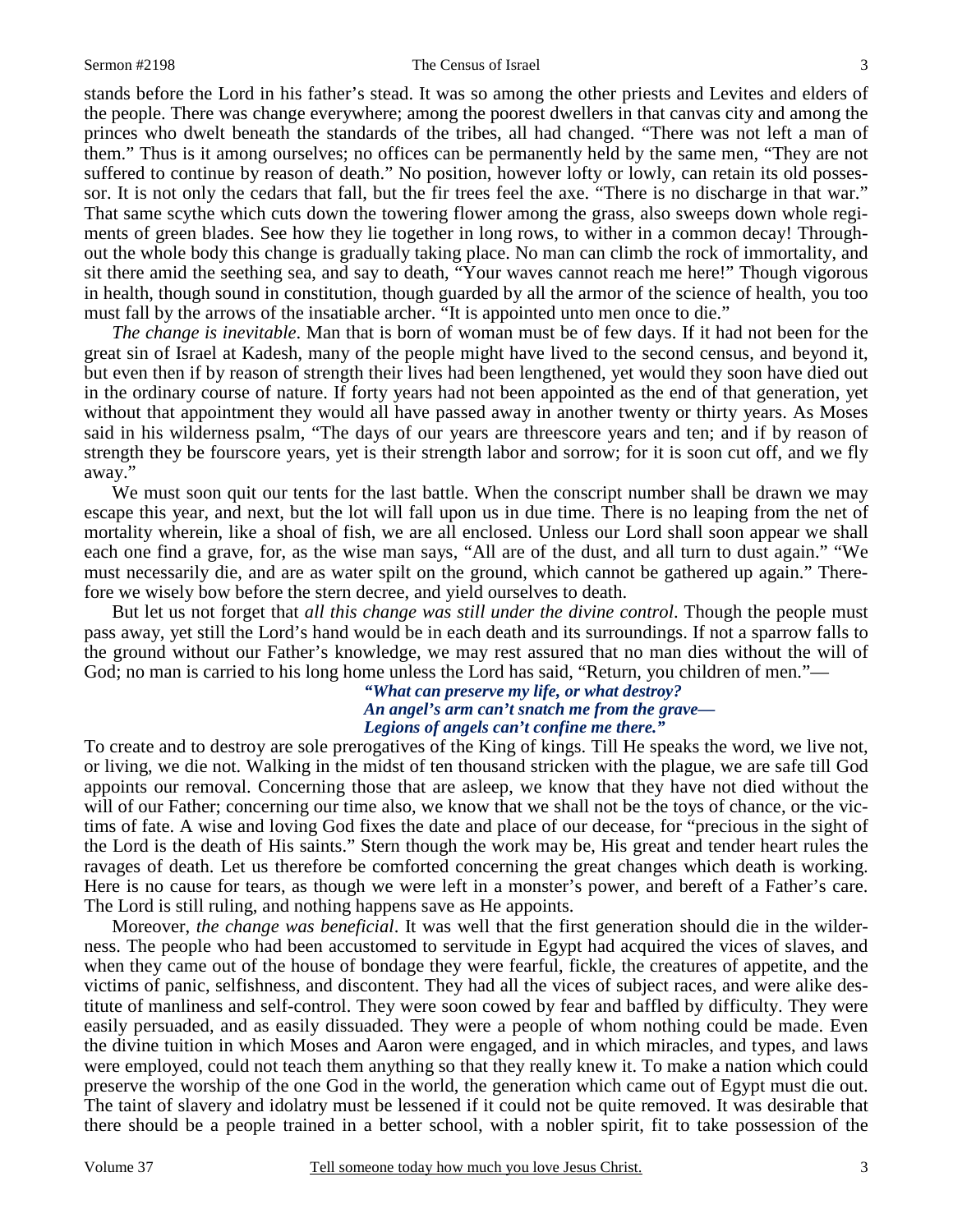stands before the Lord in his father's stead. It was so among the other priests and Levites and elders of the people. There was change everywhere; among the poorest dwellers in that canvas city and among the princes who dwelt beneath the standards of the tribes, all had changed. "There was not left a man of them." Thus is it among ourselves; no offices can be permanently held by the same men, "They are not suffered to continue by reason of death." No position, however lofty or lowly, can retain its old possessor. It is not only the cedars that fall, but the fir trees feel the axe. "There is no discharge in that war." That same scythe which cuts down the towering flower among the grass, also sweeps down whole regiments of green blades. See how they lie together in long rows, to wither in a common decay! Throughout the whole body this change is gradually taking place. No man can climb the rock of immortality, and sit there amid the seething sea, and say to death, "Your waves cannot reach me here!" Though vigorous in health, though sound in constitution, though guarded by all the armor of the science of health, you too must fall by the arrows of the insatiable archer. "It is appointed unto men once to die."

*The change is inevitable*. Man that is born of woman must be of few days. If it had not been for the great sin of Israel at Kadesh, many of the people might have lived to the second census, and beyond it, but even then if by reason of strength their lives had been lengthened, yet would they soon have died out in the ordinary course of nature. If forty years had not been appointed as the end of that generation, yet without that appointment they would all have passed away in another twenty or thirty years. As Moses said in his wilderness psalm, "The days of our years are threescore years and ten; and if by reason of strength they be fourscore years, yet is their strength labor and sorrow; for it is soon cut off, and we fly away."

We must soon quit our tents for the last battle. When the conscript number shall be drawn we may escape this year, and next, but the lot will fall upon us in due time. There is no leaping from the net of mortality wherein, like a shoal of fish, we are all enclosed. Unless our Lord shall soon appear we shall each one find a grave, for, as the wise man says, "All are of the dust, and all turn to dust again." "We must necessarily die, and are as water spilt on the ground, which cannot be gathered up again." Therefore we wisely bow before the stern decree, and yield ourselves to death.

But let us not forget that *all this change was still under the divine control*. Though the people must pass away, yet still the Lord's hand would be in each death and its surroundings. If not a sparrow falls to the ground without our Father's knowledge, we may rest assured that no man dies without the will of God; no man is carried to his long home unless the Lord has said, "Return, you children of men."—

> ***"What can preserve my life, or what destroy?***
> ***An angel's arm can't snatch me from the grave—***
> ***Legions of angels can't confine me there."***

To create and to destroy are sole prerogatives of the King of kings. Till He speaks the word, we live not, or living, we die not. Walking in the midst of ten thousand stricken with the plague, we are safe till God appoints our removal. Concerning those that are asleep, we know that they have not died without the will of our Father; concerning our time also, we know that we shall not be the toys of chance, or the victims of fate. A wise and loving God fixes the date and place of our decease, for "precious in the sight of the Lord is the death of His saints." Stern though the work may be, His great and tender heart rules the ravages of death. Let us therefore be comforted concerning the great changes which death is working. Here is no cause for tears, as though we were left in a monster's power, and bereft of a Father's care. The Lord is still ruling, and nothing happens save as He appoints.

Moreover, *the change was beneficial*. It was well that the first generation should die in the wilderness. The people who had been accustomed to servitude in Egypt had acquired the vices of slaves, and when they came out of the house of bondage they were fearful, fickle, the creatures of appetite, and the victims of panic, selfishness, and discontent. They had all the vices of subject races, and were alike destitute of manliness and self-control. They were soon cowed by fear and baffled by difficulty. They were easily persuaded, and as easily dissuaded. They were a people of whom nothing could be made. Even the divine tuition in which Moses and Aaron were engaged, and in which miracles, and types, and laws were employed, could not teach them anything so that they really knew it. To make a nation which could preserve the worship of the one God in the world, the generation which came out of Egypt must die out. The taint of slavery and idolatry must be lessened if it could not be quite removed. It was desirable that there should be a people trained in a better school, with a nobler spirit, fit to take possession of the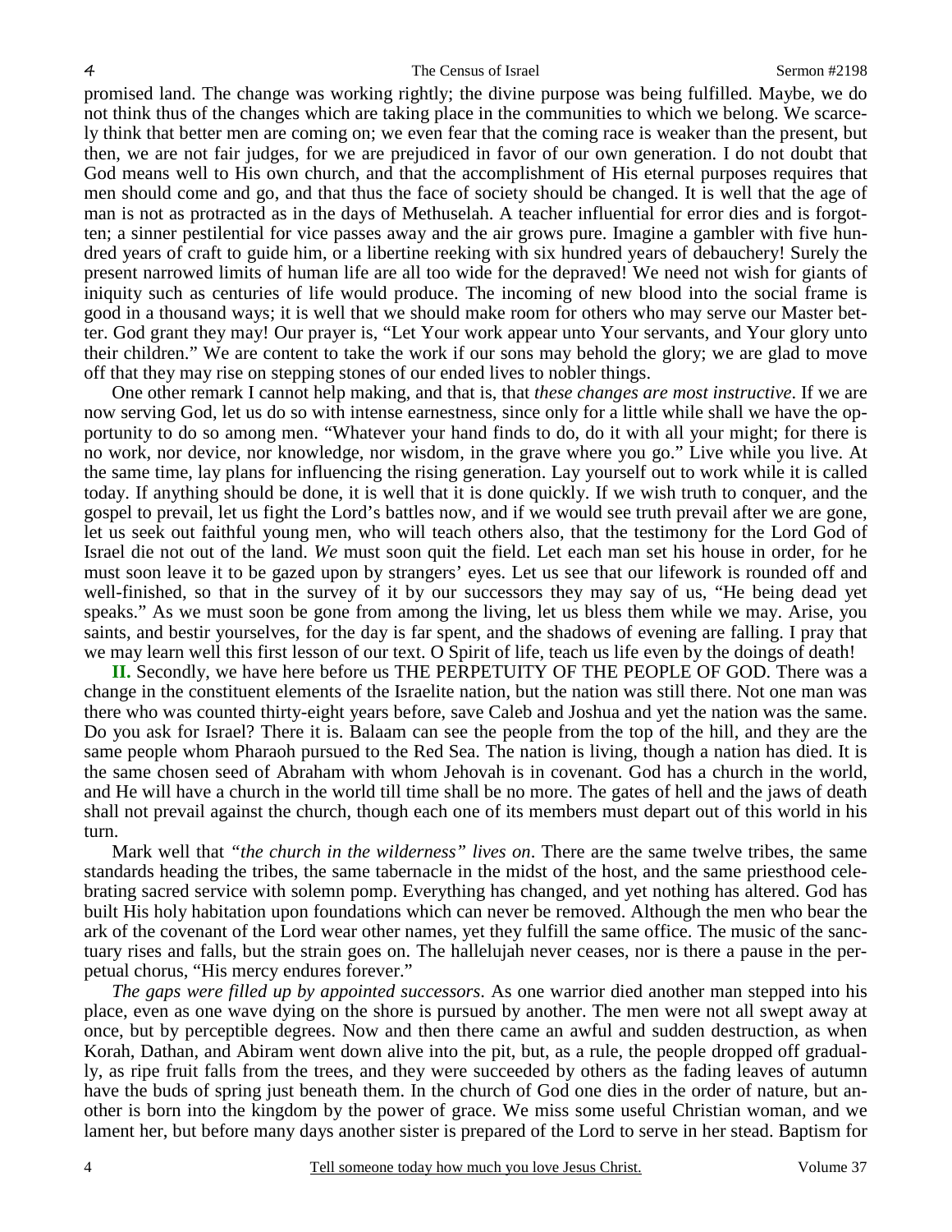promised land. The change was working rightly; the divine purpose was being fulfilled. Maybe, we do not think thus of the changes which are taking place in the communities to which we belong. We scarcely think that better men are coming on; we even fear that the coming race is weaker than the present, but then, we are not fair judges, for we are prejudiced in favor of our own generation. I do not doubt that God means well to His own church, and that the accomplishment of His eternal purposes requires that men should come and go, and that thus the face of society should be changed. It is well that the age of man is not as protracted as in the days of Methuselah. A teacher influential for error dies and is forgotten; a sinner pestilential for vice passes away and the air grows pure. Imagine a gambler with five hundred years of craft to guide him, or a libertine reeking with six hundred years of debauchery! Surely the present narrowed limits of human life are all too wide for the depraved! We need not wish for giants of iniquity such as centuries of life would produce. The incoming of new blood into the social frame is good in a thousand ways; it is well that we should make room for others who may serve our Master better. God grant they may! Our prayer is, "Let Your work appear unto Your servants, and Your glory unto their children." We are content to take the work if our sons may behold the glory; we are glad to move off that they may rise on stepping stones of our ended lives to nobler things.

One other remark I cannot help making, and that is, that *these changes are most instructive*. If we are now serving God, let us do so with intense earnestness, since only for a little while shall we have the opportunity to do so among men. "Whatever your hand finds to do, do it with all your might; for there is no work, nor device, nor knowledge, nor wisdom, in the grave where you go." Live while you live. At the same time, lay plans for influencing the rising generation. Lay yourself out to work while it is called today. If anything should be done, it is well that it is done quickly. If we wish truth to conquer, and the gospel to prevail, let us fight the Lord's battles now, and if we would see truth prevail after we are gone, let us seek out faithful young men, who will teach others also, that the testimony for the Lord God of Israel die not out of the land. *We* must soon quit the field. Let each man set his house in order, for he must soon leave it to be gazed upon by strangers' eyes. Let us see that our lifework is rounded off and well-finished, so that in the survey of it by our successors they may say of us, "He being dead yet speaks." As we must soon be gone from among the living, let us bless them while we may. Arise, you saints, and bestir yourselves, for the day is far spent, and the shadows of evening are falling. I pray that we may learn well this first lesson of our text. O Spirit of life, teach us life even by the doings of death!

**II.** Secondly, we have here before us THE PERPETUITY OF THE PEOPLE OF GOD. There was a change in the constituent elements of the Israelite nation, but the nation was still there. Not one man was there who was counted thirty-eight years before, save Caleb and Joshua and yet the nation was the same. Do you ask for Israel? There it is. Balaam can see the people from the top of the hill, and they are the same people whom Pharaoh pursued to the Red Sea. The nation is living, though a nation has died. It is the same chosen seed of Abraham with whom Jehovah is in covenant. God has a church in the world, and He will have a church in the world till time shall be no more. The gates of hell and the jaws of death shall not prevail against the church, though each one of its members must depart out of this world in his turn.

Mark well that *"the church in the wilderness" lives on*. There are the same twelve tribes, the same standards heading the tribes, the same tabernacle in the midst of the host, and the same priesthood celebrating sacred service with solemn pomp. Everything has changed, and yet nothing has altered. God has built His holy habitation upon foundations which can never be removed. Although the men who bear the ark of the covenant of the Lord wear other names, yet they fulfill the same office. The music of the sanctuary rises and falls, but the strain goes on. The hallelujah never ceases, nor is there a pause in the perpetual chorus, "His mercy endures forever."

*The gaps were filled up by appointed successors*. As one warrior died another man stepped into his place, even as one wave dying on the shore is pursued by another. The men were not all swept away at once, but by perceptible degrees. Now and then there came an awful and sudden destruction, as when Korah, Dathan, and Abiram went down alive into the pit, but, as a rule, the people dropped off gradually, as ripe fruit falls from the trees, and they were succeeded by others as the fading leaves of autumn have the buds of spring just beneath them. In the church of God one dies in the order of nature, but another is born into the kingdom by the power of grace. We miss some useful Christian woman, and we lament her, but before many days another sister is prepared of the Lord to serve in her stead. Baptism for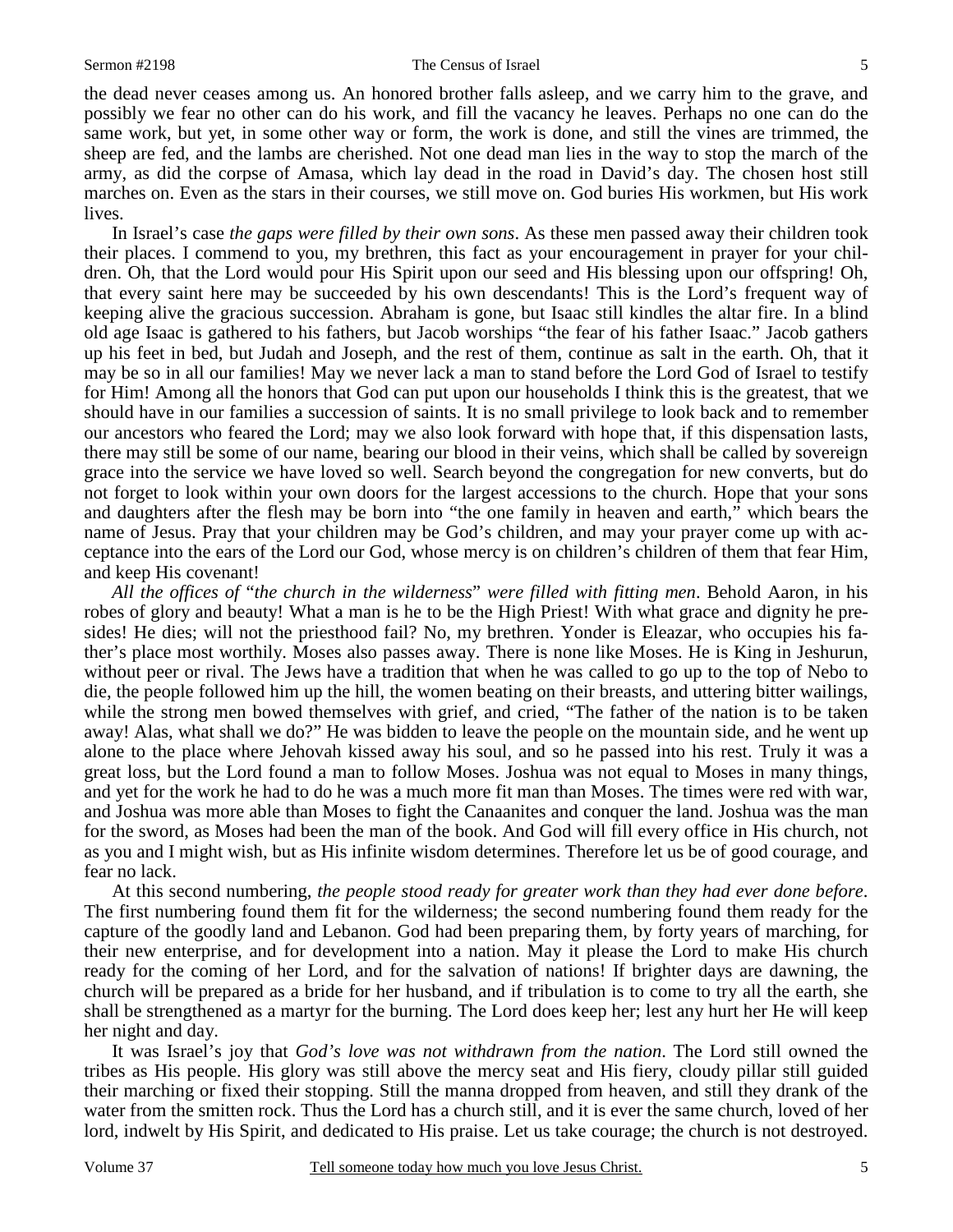the dead never ceases among us. An honored brother falls asleep, and we carry him to the grave, and possibly we fear no other can do his work, and fill the vacancy he leaves. Perhaps no one can do the same work, but yet, in some other way or form, the work is done, and still the vines are trimmed, the sheep are fed, and the lambs are cherished. Not one dead man lies in the way to stop the march of the army, as did the corpse of Amasa, which lay dead in the road in David's day. The chosen host still marches on. Even as the stars in their courses, we still move on. God buries His workmen, but His work lives.

In Israel's case *the gaps were filled by their own sons*. As these men passed away their children took their places. I commend to you, my brethren, this fact as your encouragement in prayer for your children. Oh, that the Lord would pour His Spirit upon our seed and His blessing upon our offspring! Oh, that every saint here may be succeeded by his own descendants! This is the Lord's frequent way of keeping alive the gracious succession. Abraham is gone, but Isaac still kindles the altar fire. In a blind old age Isaac is gathered to his fathers, but Jacob worships "the fear of his father Isaac." Jacob gathers up his feet in bed, but Judah and Joseph, and the rest of them, continue as salt in the earth. Oh, that it may be so in all our families! May we never lack a man to stand before the Lord God of Israel to testify for Him! Among all the honors that God can put upon our households I think this is the greatest, that we should have in our families a succession of saints. It is no small privilege to look back and to remember our ancestors who feared the Lord; may we also look forward with hope that, if this dispensation lasts, there may still be some of our name, bearing our blood in their veins, which shall be called by sovereign grace into the service we have loved so well. Search beyond the congregation for new converts, but do not forget to look within your own doors for the largest accessions to the church. Hope that your sons and daughters after the flesh may be born into "the one family in heaven and earth," which bears the name of Jesus. Pray that your children may be God's children, and may your prayer come up with acceptance into the ears of the Lord our God, whose mercy is on children's children of them that fear Him, and keep His covenant!

*All the offices of "the church in the wilderness" were filled with fitting men*. Behold Aaron, in his robes of glory and beauty! What a man is he to be the High Priest! With what grace and dignity he presides! He dies; will not the priesthood fail? No, my brethren. Yonder is Eleazar, who occupies his father's place most worthily. Moses also passes away. There is none like Moses. He is King in Jeshurun, without peer or rival. The Jews have a tradition that when he was called to go up to the top of Nebo to die, the people followed him up the hill, the women beating on their breasts, and uttering bitter wailings, while the strong men bowed themselves with grief, and cried, "The father of the nation is to be taken away! Alas, what shall we do?" He was bidden to leave the people on the mountain side, and he went up alone to the place where Jehovah kissed away his soul, and so he passed into his rest. Truly it was a great loss, but the Lord found a man to follow Moses. Joshua was not equal to Moses in many things, and yet for the work he had to do he was a much more fit man than Moses. The times were red with war, and Joshua was more able than Moses to fight the Canaanites and conquer the land. Joshua was the man for the sword, as Moses had been the man of the book. And God will fill every office in His church, not as you and I might wish, but as His infinite wisdom determines. Therefore let us be of good courage, and fear no lack.

At this second numbering, *the people stood ready for greater work than they had ever done before*. The first numbering found them fit for the wilderness; the second numbering found them ready for the capture of the goodly land and Lebanon. God had been preparing them, by forty years of marching, for their new enterprise, and for development into a nation. May it please the Lord to make His church ready for the coming of her Lord, and for the salvation of nations! If brighter days are dawning, the church will be prepared as a bride for her husband, and if tribulation is to come to try all the earth, she shall be strengthened as a martyr for the burning. The Lord does keep her; lest any hurt her He will keep her night and day.

It was Israel's joy that *God's love was not withdrawn from the nation*. The Lord still owned the tribes as His people. His glory was still above the mercy seat and His fiery, cloudy pillar still guided their marching or fixed their stopping. Still the manna dropped from heaven, and still they drank of the water from the smitten rock. Thus the Lord has a church still, and it is ever the same church, loved of her lord, indwelt by His Spirit, and dedicated to His praise. Let us take courage; the church is not destroyed.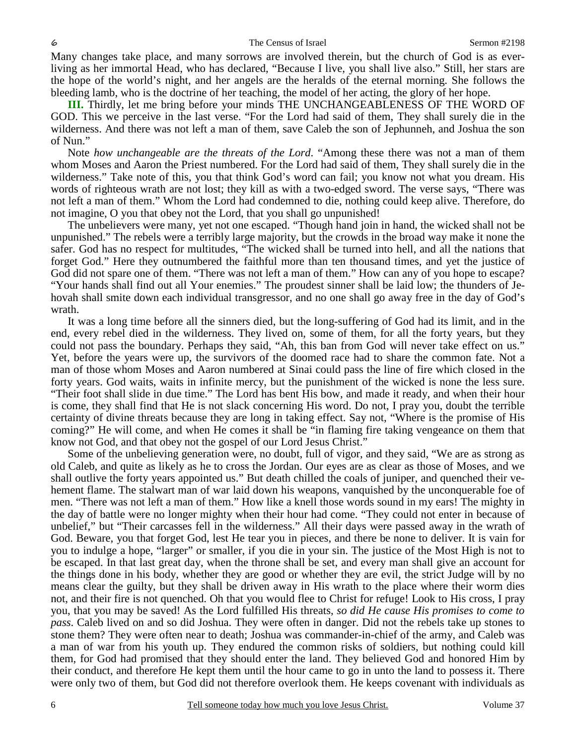Many changes take place, and many sorrows are involved therein, but the church of God is as ever-living as her immortal Head, who has declared, "Because I live, you shall live also." Still, her stars are the hope of the world's night, and her angels are the heralds of the eternal morning. She follows the bleeding lamb, who is the doctrine of her teaching, the model of her acting, the glory of her hope.

**III.** Thirdly, let me bring before your minds THE UNCHANGEABLENESS OF THE WORD OF GOD. This we perceive in the last verse. "For the Lord had said of them, They shall surely die in the wilderness. And there was not left a man of them, save Caleb the son of Jephunneh, and Joshua the son of Nun."

Note *how unchangeable are the threats of the Lord*. "Among these there was not a man of them whom Moses and Aaron the Priest numbered. For the Lord had said of them, They shall surely die in the wilderness." Take note of this, you that think God's word can fail; you know not what you dream. His words of righteous wrath are not lost; they kill as with a two-edged sword. The verse says, "There was not left a man of them." Whom the Lord had condemned to die, nothing could keep alive. Therefore, do not imagine, O you that obey not the Lord, that you shall go unpunished!

The unbelievers were many, yet not one escaped. "Though hand join in hand, the wicked shall not be unpunished." The rebels were a terribly large majority, but the crowds in the broad way make it none the safer. God has no respect for multitudes, "The wicked shall be turned into hell, and all the nations that forget God." Here they outnumbered the faithful more than ten thousand times, and yet the justice of God did not spare one of them. "There was not left a man of them." How can any of you hope to escape? "Your hands shall find out all Your enemies." The proudest sinner shall be laid low; the thunders of Jehovah shall smite down each individual transgressor, and no one shall go away free in the day of God's wrath.

It was a long time before all the sinners died, but the long-suffering of God had its limit, and in the end, every rebel died in the wilderness. They lived on, some of them, for all the forty years, but they could not pass the boundary. Perhaps they said, "Ah, this ban from God will never take effect on us." Yet, before the years were up, the survivors of the doomed race had to share the common fate. Not a man of those whom Moses and Aaron numbered at Sinai could pass the line of fire which closed in the forty years. God waits, waits in infinite mercy, but the punishment of the wicked is none the less sure. "Their foot shall slide in due time." The Lord has bent His bow, and made it ready, and when their hour is come, they shall find that He is not slack concerning His word. Do not, I pray you, doubt the terrible certainty of divine threats because they are long in taking effect. Say not, "Where is the promise of His coming?" He will come, and when He comes it shall be "in flaming fire taking vengeance on them that know not God, and that obey not the gospel of our Lord Jesus Christ."

Some of the unbelieving generation were, no doubt, full of vigor, and they said, "We are as strong as old Caleb, and quite as likely as he to cross the Jordan. Our eyes are as clear as those of Moses, and we shall outlive the forty years appointed us." But death chilled the coals of juniper, and quenched their vehement flame. The stalwart man of war laid down his weapons, vanquished by the unconquerable foe of men. "There was not left a man of them." How like a knell those words sound in my ears! The mighty in the day of battle were no longer mighty when their hour had come. "They could not enter in because of unbelief," but "Their carcasses fell in the wilderness." All their days were passed away in the wrath of God. Beware, you that forget God, lest He tear you in pieces, and there be none to deliver. It is vain for you to indulge a hope, "larger" or smaller, if you die in your sin. The justice of the Most High is not to be escaped. In that last great day, when the throne shall be set, and every man shall give an account for the things done in his body, whether they are good or whether they are evil, the strict Judge will by no means clear the guilty, but they shall be driven away in His wrath to the place where their worm dies not, and their fire is not quenched. Oh that you would flee to Christ for refuge! Look to His cross, I pray you, that you may be saved! As the Lord fulfilled His threats, *so did He cause His promises to come to pass*. Caleb lived on and so did Joshua. They were often in danger. Did not the rebels take up stones to stone them? They were often near to death; Joshua was commander-in-chief of the army, and Caleb was a man of war from his youth up. They endured the common risks of soldiers, but nothing could kill them, for God had promised that they should enter the land. They believed God and honored Him by their conduct, and therefore He kept them until the hour came to go in unto the land to possess it. There were only two of them, but God did not therefore overlook them. He keeps covenant with individuals as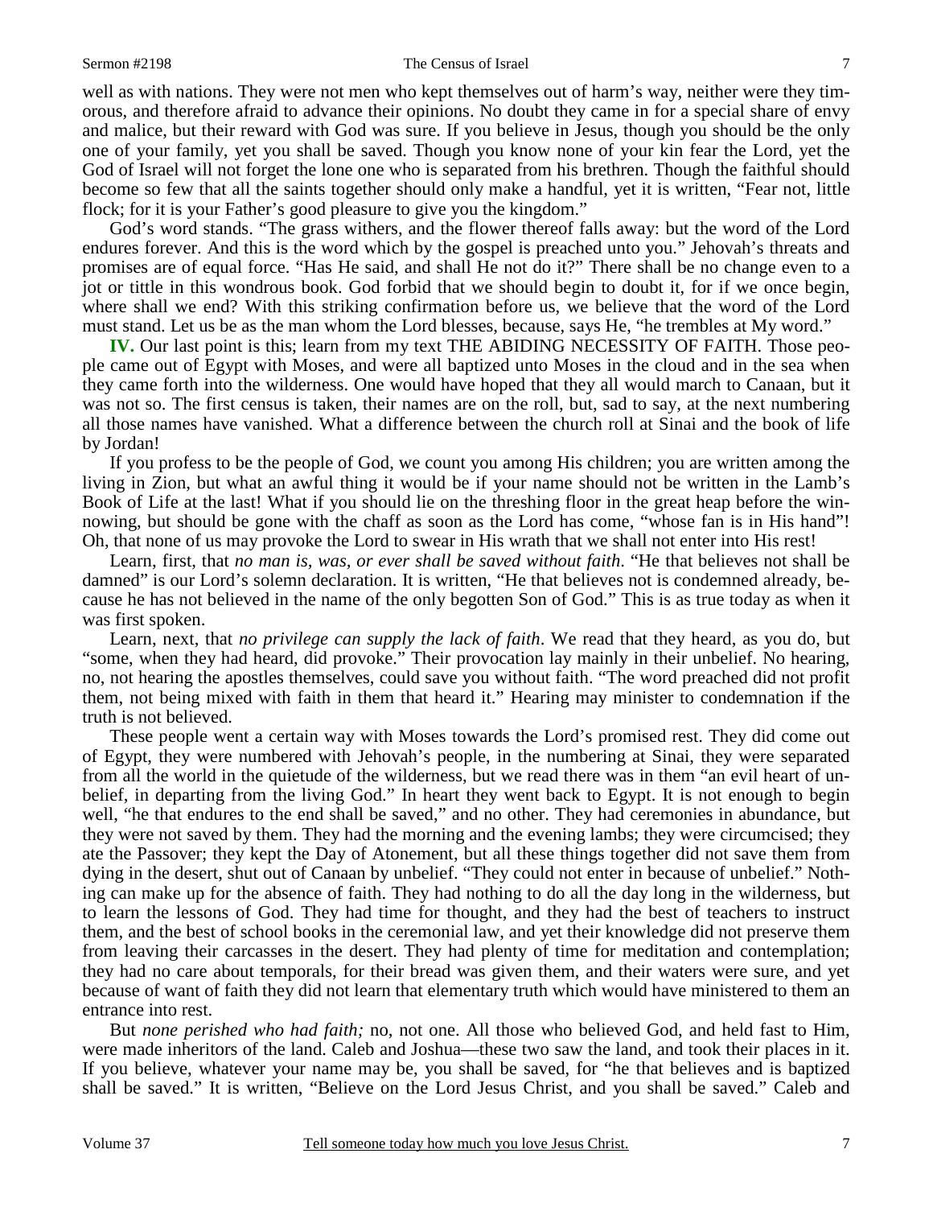well as with nations. They were not men who kept themselves out of harm's way, neither were they timorous, and therefore afraid to advance their opinions. No doubt they came in for a special share of envy and malice, but their reward with God was sure. If you believe in Jesus, though you should be the only one of your family, yet you shall be saved. Though you know none of your kin fear the Lord, yet the God of Israel will not forget the lone one who is separated from his brethren. Though the faithful should become so few that all the saints together should only make a handful, yet it is written, "Fear not, little flock; for it is your Father's good pleasure to give you the kingdom."

God's word stands. "The grass withers, and the flower thereof falls away: but the word of the Lord endures forever. And this is the word which by the gospel is preached unto you." Jehovah's threats and promises are of equal force. "Has He said, and shall He not do it?" There shall be no change even to a jot or tittle in this wondrous book. God forbid that we should begin to doubt it, for if we once begin, where shall we end? With this striking confirmation before us, we believe that the word of the Lord must stand. Let us be as the man whom the Lord blesses, because, says He, "he trembles at My word."

**IV.** Our last point is this; learn from my text THE ABIDING NECESSITY OF FAITH. Those people came out of Egypt with Moses, and were all baptized unto Moses in the cloud and in the sea when they came forth into the wilderness. One would have hoped that they all would march to Canaan, but it was not so. The first census is taken, their names are on the roll, but, sad to say, at the next numbering all those names have vanished. What a difference between the church roll at Sinai and the book of life by Jordan!

If you profess to be the people of God, we count you among His children; you are written among the living in Zion, but what an awful thing it would be if your name should not be written in the Lamb's Book of Life at the last! What if you should lie on the threshing floor in the great heap before the winnowing, but should be gone with the chaff as soon as the Lord has come, "whose fan is in His hand"! Oh, that none of us may provoke the Lord to swear in His wrath that we shall not enter into His rest!

Learn, first, that *no man is, was, or ever shall be saved without faith*. "He that believes not shall be damned" is our Lord's solemn declaration. It is written, "He that believes not is condemned already, because he has not believed in the name of the only begotten Son of God." This is as true today as when it was first spoken.

Learn, next, that *no privilege can supply the lack of faith*. We read that they heard, as you do, but "some, when they had heard, did provoke." Their provocation lay mainly in their unbelief. No hearing, no, not hearing the apostles themselves, could save you without faith. "The word preached did not profit them, not being mixed with faith in them that heard it." Hearing may minister to condemnation if the truth is not believed.

These people went a certain way with Moses towards the Lord's promised rest. They did come out of Egypt, they were numbered with Jehovah's people, in the numbering at Sinai, they were separated from all the world in the quietude of the wilderness, but we read there was in them "an evil heart of unbelief, in departing from the living God." In heart they went back to Egypt. It is not enough to begin well, "he that endures to the end shall be saved," and no other. They had ceremonies in abundance, but they were not saved by them. They had the morning and the evening lambs; they were circumcised; they ate the Passover; they kept the Day of Atonement, but all these things together did not save them from dying in the desert, shut out of Canaan by unbelief. "They could not enter in because of unbelief." Nothing can make up for the absence of faith. They had nothing to do all the day long in the wilderness, but to learn the lessons of God. They had time for thought, and they had the best of teachers to instruct them, and the best of school books in the ceremonial law, and yet their knowledge did not preserve them from leaving their carcasses in the desert. They had plenty of time for meditation and contemplation; they had no care about temporals, for their bread was given them, and their waters were sure, and yet because of want of faith they did not learn that elementary truth which would have ministered to them an entrance into rest.

But *none perished who had faith;* no, not one. All those who believed God, and held fast to Him, were made inheritors of the land. Caleb and Joshua—these two saw the land, and took their places in it. If you believe, whatever your name may be, you shall be saved, for "he that believes and is baptized shall be saved." It is written, "Believe on the Lord Jesus Christ, and you shall be saved." Caleb and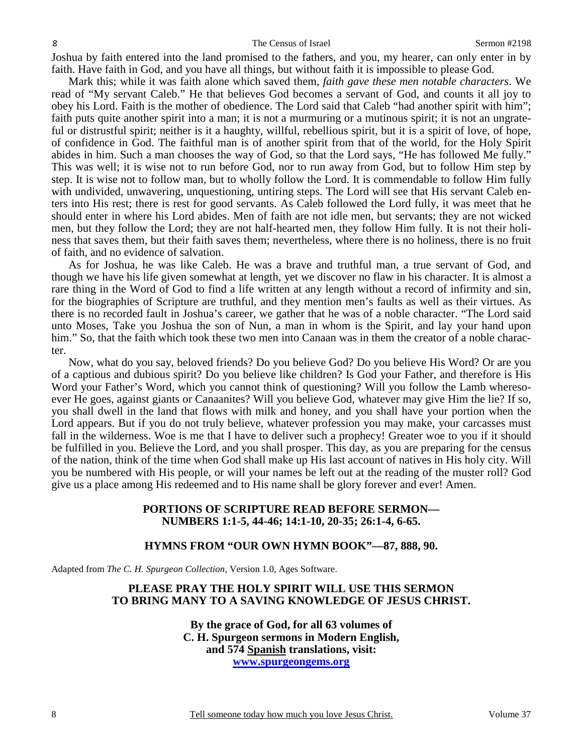Joshua by faith entered into the land promised to the fathers, and you, my hearer, can only enter in by faith. Have faith in God, and you have all things, but without faith it is impossible to please God.

Mark this; while it was faith alone which saved them, *faith gave these men notable characters*. We read of "My servant Caleb." He that believes God becomes a servant of God, and counts it all joy to obey his Lord. Faith is the mother of obedience. The Lord said that Caleb "had another spirit with him"; faith puts quite another spirit into a man; it is not a murmuring or a mutinous spirit; it is not an ungrateful or distrustful spirit; neither is it a haughty, willful, rebellious spirit, but it is a spirit of love, of hope, of confidence in God. The faithful man is of another spirit from that of the world, for the Holy Spirit abides in him. Such a man chooses the way of God, so that the Lord says, "He has followed Me fully." This was well; it is wise not to run before God, nor to run away from God, but to follow Him step by step. It is wise not to follow man, but to wholly follow the Lord. It is commendable to follow Him fully with undivided, unwavering, unquestioning, untiring steps. The Lord will see that His servant Caleb enters into His rest; there is rest for good servants. As Caleb followed the Lord fully, it was meet that he should enter in where his Lord abides. Men of faith are not idle men, but servants; they are not wicked men, but they follow the Lord; they are not half-hearted men, they follow Him fully. It is not their holiness that saves them, but their faith saves them; nevertheless, where there is no holiness, there is no fruit of faith, and no evidence of salvation.

As for Joshua, he was like Caleb. He was a brave and truthful man, a true servant of God, and though we have his life given somewhat at length, yet we discover no flaw in his character. It is almost a rare thing in the Word of God to find a life written at any length without a record of infirmity and sin, for the biographies of Scripture are truthful, and they mention men's faults as well as their virtues. As there is no recorded fault in Joshua's career, we gather that he was of a noble character. "The Lord said unto Moses, Take you Joshua the son of Nun, a man in whom is the Spirit, and lay your hand upon him." So, that the faith which took these two men into Canaan was in them the creator of a noble character.

Now, what do you say, beloved friends? Do you believe God? Do you believe His Word? Or are you of a captious and dubious spirit? Do you believe like children? Is God your Father, and therefore is His Word your Father's Word, which you cannot think of questioning? Will you follow the Lamb wheresoever He goes, against giants or Canaanites? Will you believe God, whatever may give Him the lie? If so, you shall dwell in the land that flows with milk and honey, and you shall have your portion when the Lord appears. But if you do not truly believe, whatever profession you may make, your carcasses must fall in the wilderness. Woe is me that I have to deliver such a prophecy! Greater woe to you if it should be fulfilled in you. Believe the Lord, and you shall prosper. This day, as you are preparing for the census of the nation, think of the time when God shall make up His last account of natives in His holy city. Will you be numbered with His people, or will your names be left out at the reading of the muster roll? God give us a place among His redeemed and to His name shall be glory forever and ever! Amen.

**PORTIONS OF SCRIPTURE READ BEFORE SERMON—NUMBERS 1:1-5, 44-46; 14:1-10, 20-35; 26:1-4, 6-65.**

**HYMNS FROM "OUR OWN HYMN BOOK"—87, 888, 90.**

Adapted from *The C. H. Spurgeon Collection,* Version 1.0, Ages Software.

**PLEASE PRAY THE HOLY SPIRIT WILL USE THIS SERMON TO BRING MANY TO A SAVING KNOWLEDGE OF JESUS CHRIST.**

**By the grace of God, for all 63 volumes of C. H. Spurgeon sermons in Modern English, and 574 Spanish translations, visit: www.spurgeongems.org**